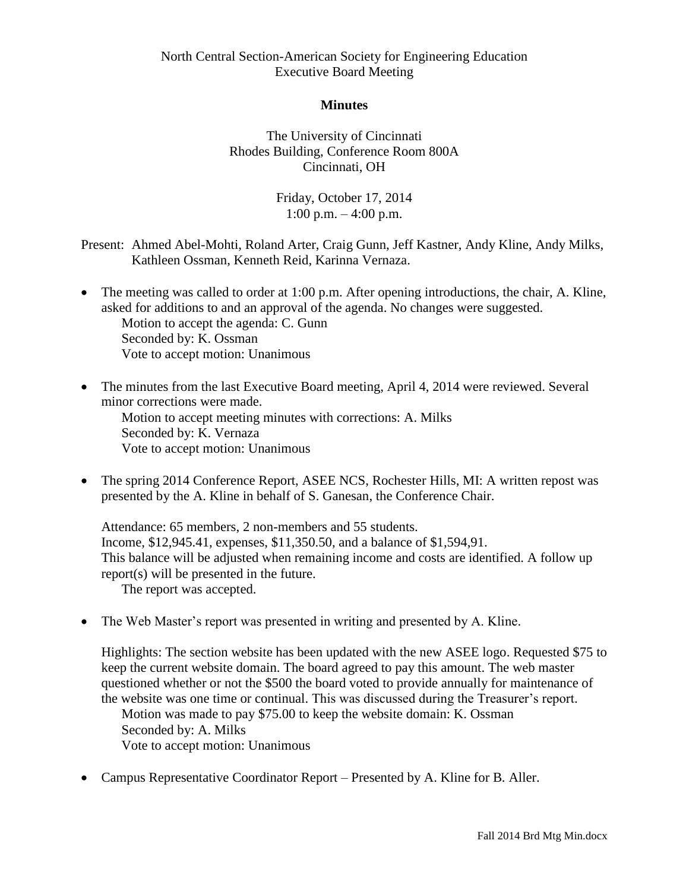North Central Section-American Society for Engineering Education
Executive Board Meeting

**Minutes**

The University of Cincinnati
Rhodes Building, Conference Room 800A
Cincinnati, OH

Friday, October 17, 2014
1:00 p.m. – 4:00 p.m.

Present: Ahmed Abel-Mohti, Roland Arter, Craig Gunn, Jeff Kastner, Andy Kline, Andy Milks, Kathleen Ossman, Kenneth Reid, Karinna Vernaza.

- The meeting was called to order at 1:00 p.m. After opening introductions, the chair, A. Kline, asked for additions to and an approval of the agenda. No changes were suggested.
  Motion to accept the agenda: C. Gunn
  Seconded by: K. Ossman
  Vote to accept motion: Unanimous

- The minutes from the last Executive Board meeting, April 4, 2014 were reviewed. Several minor corrections were made.
  Motion to accept meeting minutes with corrections: A. Milks
  Seconded by: K. Vernaza
  Vote to accept motion: Unanimous

- The spring 2014 Conference Report, ASEE NCS, Rochester Hills, MI: A written repost was presented by the A. Kline in behalf of S. Ganesan, the Conference Chair.

  Attendance: 65 members, 2 non-members and 55 students.
  Income, $12,945.41, expenses, $11,350.50, and a balance of $1,594,91.
  This balance will be adjusted when remaining income and costs are identified. A follow up report(s) will be presented in the future.
  The report was accepted.

- The Web Master's report was presented in writing and presented by A. Kline.

  Highlights: The section website has been updated with the new ASEE logo. Requested $75 to keep the current website domain. The board agreed to pay this amount. The web master questioned whether or not the $500 the board voted to provide annually for maintenance of the website was one time or continual. This was discussed during the Treasurer's report.
  Motion was made to pay $75.00 to keep the website domain: K. Ossman
  Seconded by: A. Milks
  Vote to accept motion: Unanimous

- Campus Representative Coordinator Report – Presented by A. Kline for B. Aller.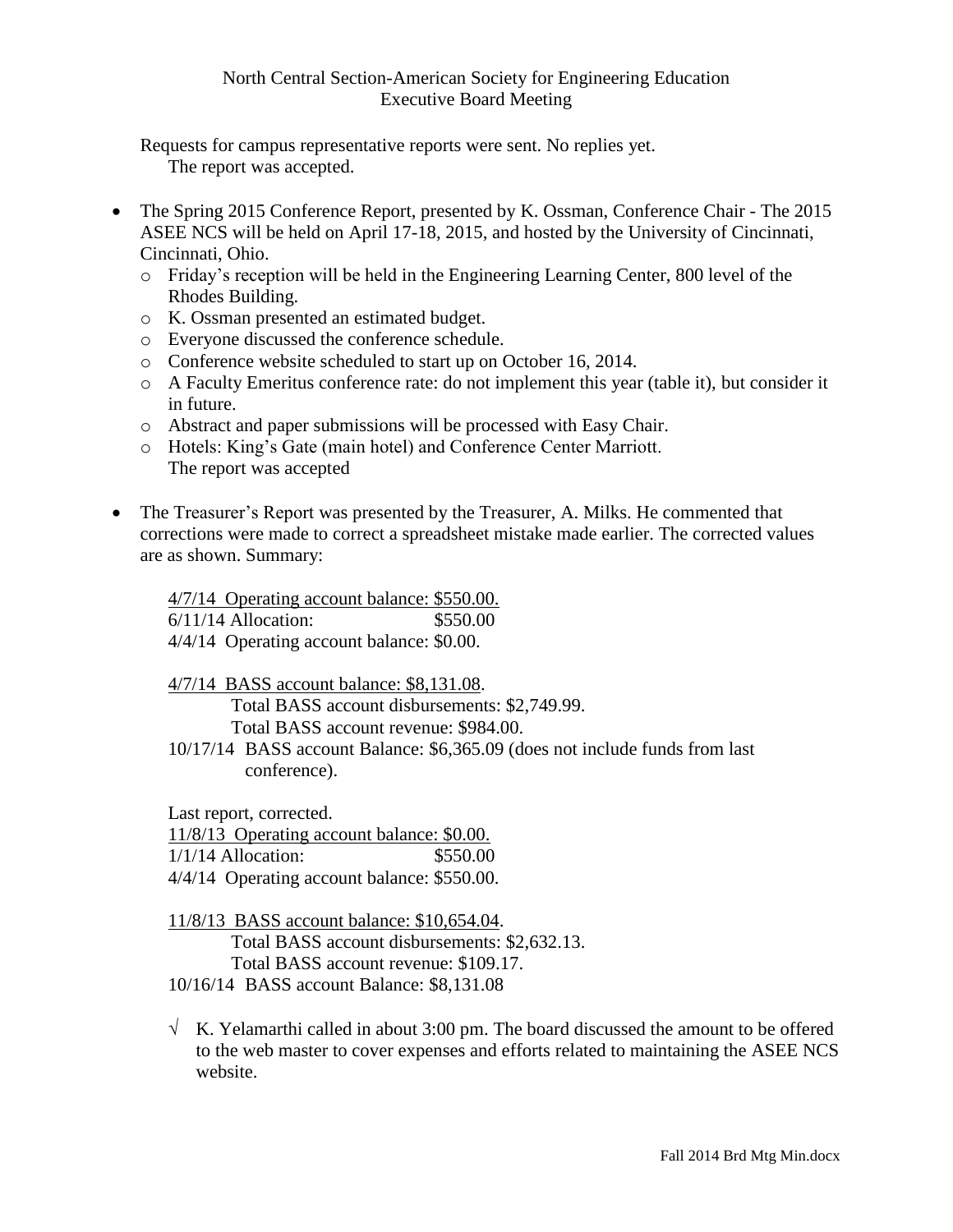Requests for campus representative reports were sent. No replies yet.
The report was accepted.

- The Spring 2015 Conference Report, presented by K. Ossman, Conference Chair - The 2015 ASEE NCS will be held on April 17-18, 2015, and hosted by the University of Cincinnati, Cincinnati, Ohio.
  - Friday's reception will be held in the Engineering Learning Center, 800 level of the Rhodes Building.
  - K. Ossman presented an estimated budget.
  - Everyone discussed the conference schedule.
  - Conference website scheduled to start up on October 16, 2014.
  - A Faculty Emeritus conference rate: do not implement this year (table it), but consider it in future.
  - Abstract and paper submissions will be processed with Easy Chair.
  - Hotels: King's Gate (main hotel) and Conference Center Marriott.

  The report was accepted

- The Treasurer's Report was presented by the Treasurer, A. Milks. He commented that corrections were made to correct a spreadsheet mistake made earlier. The corrected values are as shown. Summary:

  <u>4/7/14 Operating account balance: $550.00.</u>
  6/11/14 Allocation: $550.00
  4/4/14 Operating account balance: $0.00.

  <u>4/7/14 BASS account balance: $8,131.08</u>.
  Total BASS account disbursements: $2,749.99.
  Total BASS account revenue: $984.00.
  10/17/14 BASS account Balance: $6,365.09 (does not include funds from last conference).

  Last report, corrected.
  <u>11/8/13 Operating account balance: $0.00.</u>
  1/1/14 Allocation: $550.00
  4/4/14 Operating account balance: $550.00.

  <u>11/8/13 BASS account balance: $10,654.04</u>.
  Total BASS account disbursements: $2,632.13.
  Total BASS account revenue: $109.17.
  10/16/14 BASS account Balance: $8,131.08

  √ K. Yelamarthi called in about 3:00 pm. The board discussed the amount to be offered to the web master to cover expenses and efforts related to maintaining the ASEE NCS website.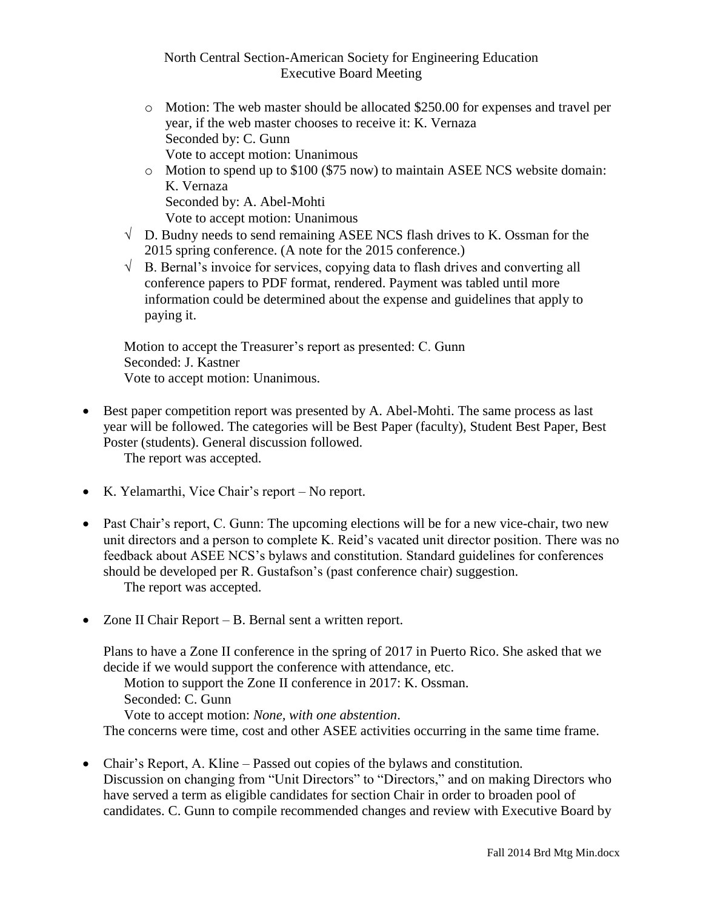North Central Section-American Society for Engineering Education
Executive Board Meeting

  - Motion: The web master should be allocated $250.00 for expenses and travel per year, if the web master chooses to receive it: K. Vernaza
    Seconded by: C. Gunn
    Vote to accept motion: Unanimous
  - Motion to spend up to $100 ($75 now) to maintain ASEE NCS website domain: K. Vernaza
    Seconded by: A. Abel-Mohti
    Vote to accept motion: Unanimous
- √ D. Budny needs to send remaining ASEE NCS flash drives to K. Ossman for the 2015 spring conference. (A note for the 2015 conference.)
- √ B. Bernal's invoice for services, copying data to flash drives and converting all conference papers to PDF format, rendered. Payment was tabled until more information could be determined about the expense and guidelines that apply to paying it.

Motion to accept the Treasurer's report as presented: C. Gunn
Seconded: J. Kastner
Vote to accept motion: Unanimous.

- Best paper competition report was presented by A. Abel-Mohti. The same process as last year will be followed. The categories will be Best Paper (faculty), Student Best Paper, Best Poster (students). General discussion followed.
  The report was accepted.

- K. Yelamarthi, Vice Chair's report – No report.

- Past Chair's report, C. Gunn: The upcoming elections will be for a new vice-chair, two new unit directors and a person to complete K. Reid's vacated unit director position. There was no feedback about ASEE NCS's bylaws and constitution. Standard guidelines for conferences should be developed per R. Gustafson's (past conference chair) suggestion.
  The report was accepted.

- Zone II Chair Report – B. Bernal sent a written report.

  Plans to have a Zone II conference in the spring of 2017 in Puerto Rico. She asked that we decide if we would support the conference with attendance, etc.
  Motion to support the Zone II conference in 2017: K. Ossman.
  Seconded: C. Gunn
  Vote to accept motion: *None, with one abstention*.
  The concerns were time, cost and other ASEE activities occurring in the same time frame.

- Chair's Report, A. Kline – Passed out copies of the bylaws and constitution.
  Discussion on changing from "Unit Directors" to "Directors," and on making Directors who have served a term as eligible candidates for section Chair in order to broaden pool of candidates. C. Gunn to compile recommended changes and review with Executive Board by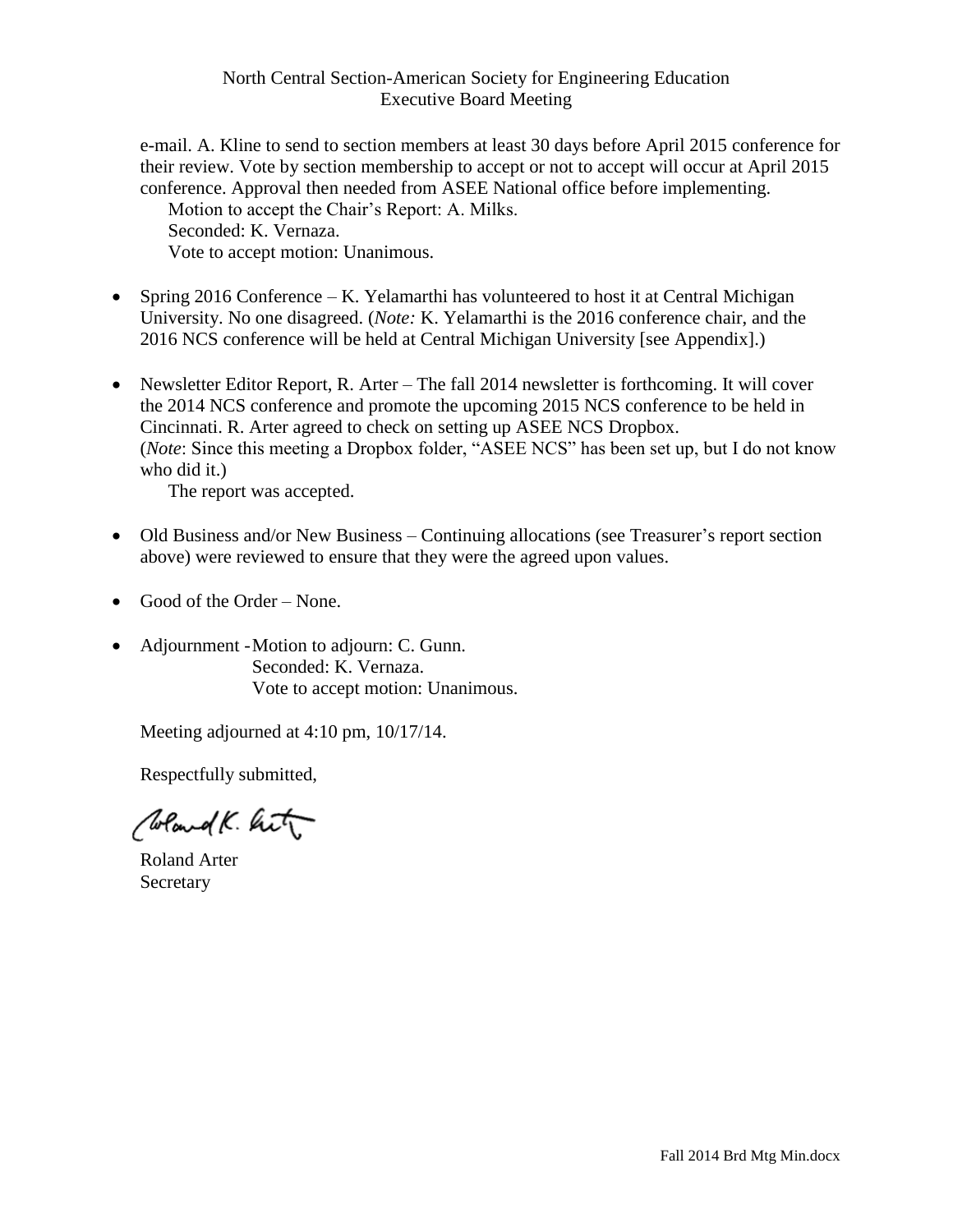e-mail. A. Kline to send to section members at least 30 days before April 2015 conference for their review. Vote by section membership to accept or not to accept will occur at April 2015 conference. Approval then needed from ASEE National office before implementing.

Motion to accept the Chair's Report: A. Milks.
Seconded: K. Vernaza.
Vote to accept motion: Unanimous.

- Spring 2016 Conference – K. Yelamarthi has volunteered to host it at Central Michigan University. No one disagreed. (*Note:* K. Yelamarthi is the 2016 conference chair, and the 2016 NCS conference will be held at Central Michigan University [see Appendix].)

- Newsletter Editor Report, R. Arter – The fall 2014 newsletter is forthcoming. It will cover the 2014 NCS conference and promote the upcoming 2015 NCS conference to be held in Cincinnati. R. Arter agreed to check on setting up ASEE NCS Dropbox. (*Note*: Since this meeting a Dropbox folder, "ASEE NCS" has been set up, but I do not know who did it.)

  The report was accepted.

- Old Business and/or New Business – Continuing allocations (see Treasurer's report section above) were reviewed to ensure that they were the agreed upon values.

- Good of the Order – None.

- Adjournment - Motion to adjourn: C. Gunn.
  Seconded: K. Vernaza.
  Vote to accept motion: Unanimous.

Meeting adjourned at 4:10 pm, 10/17/14.

Respectfully submitted,

Roland Arter
Secretary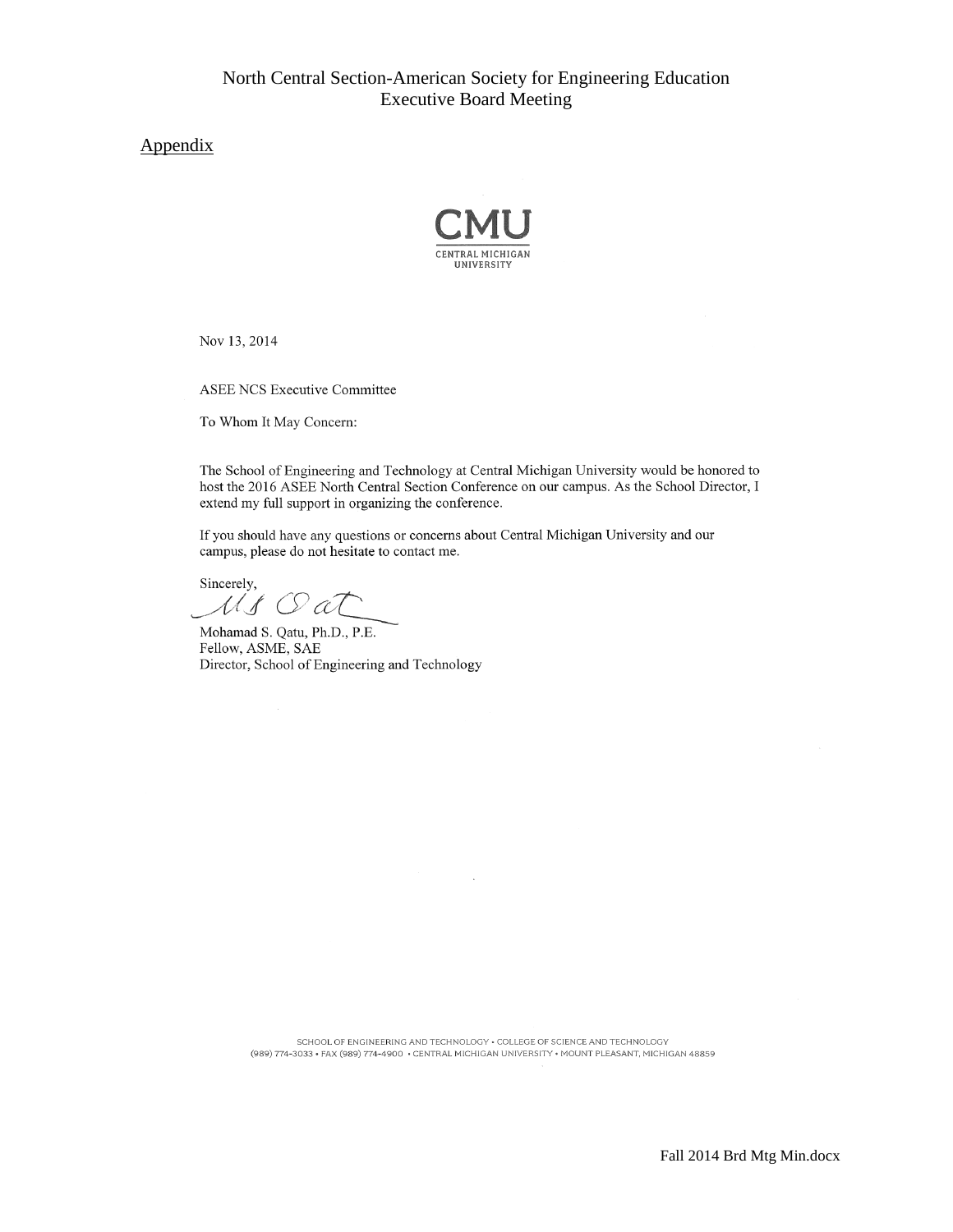North Central Section-American Society for Engineering Education
Executive Board Meeting

Appendix

CMU
CENTRAL MICHIGAN UNIVERSITY

Nov 13, 2014

ASEE NCS Executive Committee

To Whom It May Concern:

The School of Engineering and Technology at Central Michigan University would be honored to host the 2016 ASEE North Central Section Conference on our campus. As the School Director, I extend my full support in organizing the conference.

If you should have any questions or concerns about Central Michigan University and our campus, please do not hesitate to contact me.

Sincerely,

Mohamad S. Qatu, Ph.D., P.E.
Fellow, ASME, SAE
Director, School of Engineering and Technology

SCHOOL OF ENGINEERING AND TECHNOLOGY • COLLEGE OF SCIENCE AND TECHNOLOGY
(989) 774-3033 • FAX (989) 774-4900 • CENTRAL MICHIGAN UNIVERSITY • MOUNT PLEASANT, MICHIGAN 48859